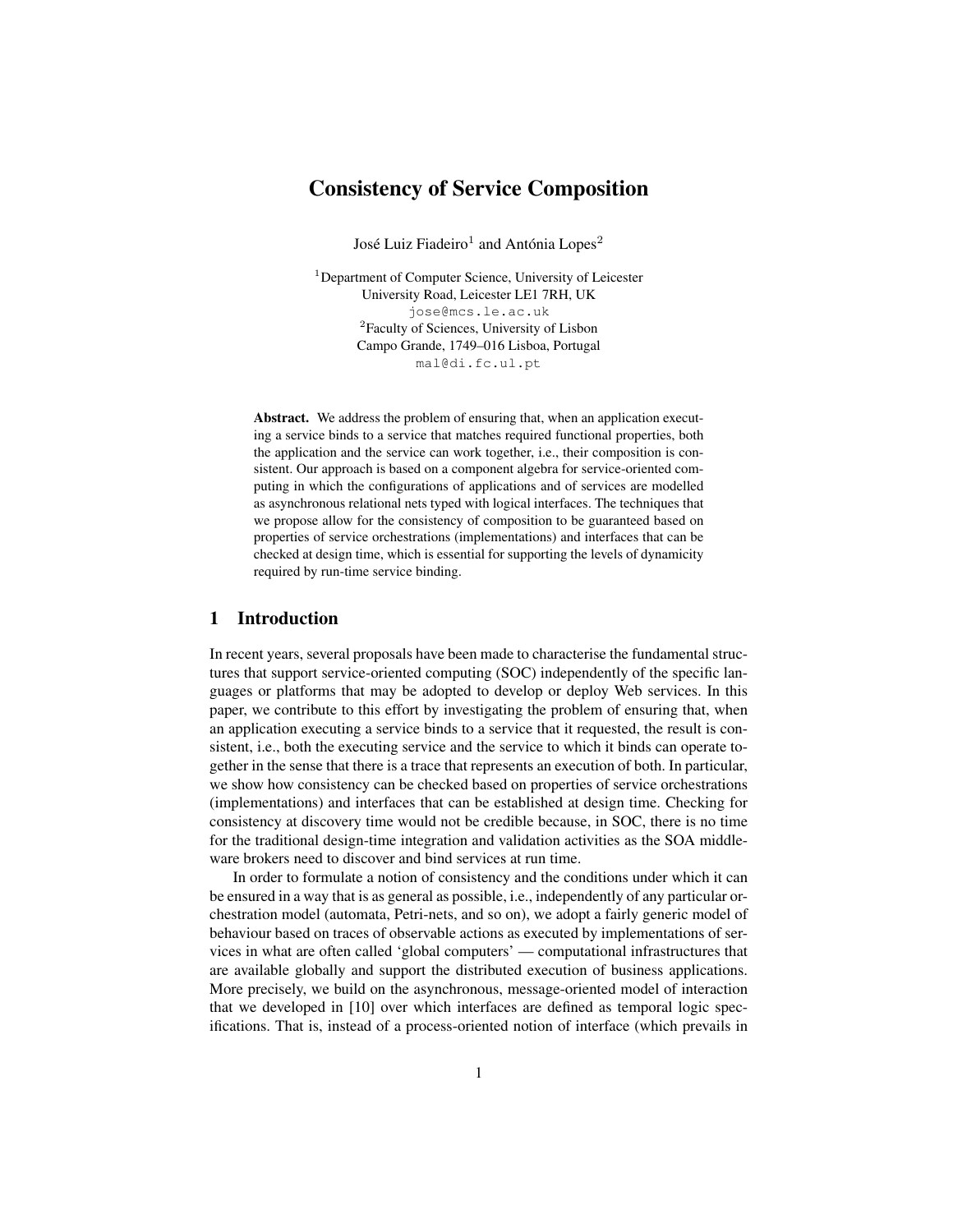# Consistency of Service Composition

José Luiz Fiadeiro[1] and Antónia Lopes[2]

[1]Department of Computer Science, University of Leicester
University Road, Leicester LE1 7RH, UK
jose@mcs.le.ac.uk
[2]Faculty of Sciences, University of Lisbon
Campo Grande, 1749–016 Lisboa, Portugal
mal@di.fc.ul.pt

**Abstract.** We address the problem of ensuring that, when an application executing a service binds to a service that matches required functional properties, both the application and the service can work together, i.e., their composition is consistent. Our approach is based on a component algebra for service-oriented computing in which the configurations of applications and of services are modelled as asynchronous relational nets typed with logical interfaces. The techniques that we propose allow for the consistency of composition to be guaranteed based on properties of service orchestrations (implementations) and interfaces that can be checked at design time, which is essential for supporting the levels of dynamicity required by run-time service binding.

## 1 Introduction

In recent years, several proposals have been made to characterise the fundamental structures that support service-oriented computing (SOC) independently of the specific languages or platforms that may be adopted to develop or deploy Web services. In this paper, we contribute to this effort by investigating the problem of ensuring that, when an application executing a service binds to a service that it requested, the result is consistent, i.e., both the executing service and the service to which it binds can operate together in the sense that there is a trace that represents an execution of both. In particular, we show how consistency can be checked based on properties of service orchestrations (implementations) and interfaces that can be established at design time. Checking for consistency at discovery time would not be credible because, in SOC, there is no time for the traditional design-time integration and validation activities as the SOA middleware brokers need to discover and bind services at run time.

In order to formulate a notion of consistency and the conditions under which it can be ensured in a way that is as general as possible, i.e., independently of any particular orchestration model (automata, Petri-nets, and so on), we adopt a fairly generic model of behaviour based on traces of observable actions as executed by implementations of services in what are often called 'global computers' — computational infrastructures that are available globally and support the distributed execution of business applications. More precisely, we build on the asynchronous, message-oriented model of interaction that we developed in [10] over which interfaces are defined as temporal logic specifications. That is, instead of a process-oriented notion of interface (which prevails in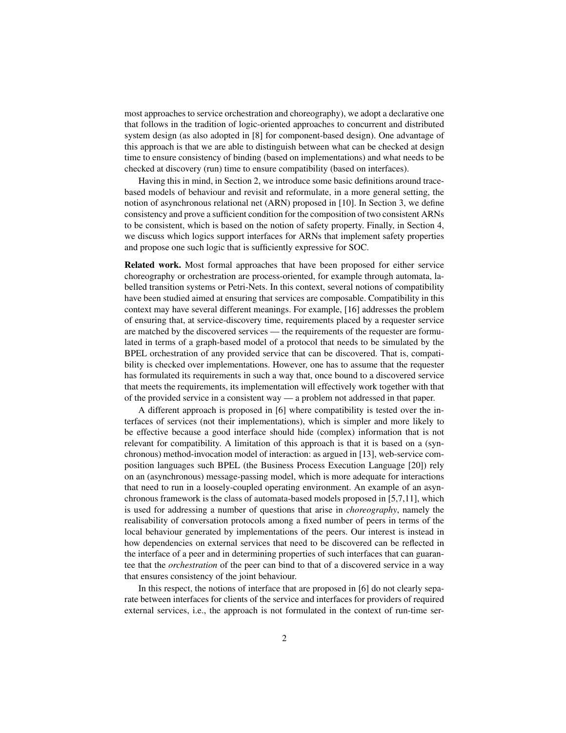most approaches to service orchestration and choreography), we adopt a declarative one that follows in the tradition of logic-oriented approaches to concurrent and distributed system design (as also adopted in [8] for component-based design). One advantage of this approach is that we are able to distinguish between what can be checked at design time to ensure consistency of binding (based on implementations) and what needs to be checked at discovery (run) time to ensure compatibility (based on interfaces).

Having this in mind, in Section 2, we introduce some basic definitions around trace-based models of behaviour and revisit and reformulate, in a more general setting, the notion of asynchronous relational net (ARN) proposed in [10]. In Section 3, we define consistency and prove a sufficient condition for the composition of two consistent ARNs to be consistent, which is based on the notion of safety property. Finally, in Section 4, we discuss which logics support interfaces for ARNs that implement safety properties and propose one such logic that is sufficiently expressive for SOC.

**Related work.** Most formal approaches that have been proposed for either service choreography or orchestration are process-oriented, for example through automata, labelled transition systems or Petri-Nets. In this context, several notions of compatibility have been studied aimed at ensuring that services are composable. Compatibility in this context may have several different meanings. For example, [16] addresses the problem of ensuring that, at service-discovery time, requirements placed by a requester service are matched by the discovered services — the requirements of the requester are formulated in terms of a graph-based model of a protocol that needs to be simulated by the BPEL orchestration of any provided service that can be discovered. That is, compatibility is checked over implementations. However, one has to assume that the requester has formulated its requirements in such a way that, once bound to a discovered service that meets the requirements, its implementation will effectively work together with that of the provided service in a consistent way — a problem not addressed in that paper.

A different approach is proposed in [6] where compatibility is tested over the interfaces of services (not their implementations), which is simpler and more likely to be effective because a good interface should hide (complex) information that is not relevant for compatibility. A limitation of this approach is that it is based on a (synchronous) method-invocation model of interaction: as argued in [13], web-service composition languages such BPEL (the Business Process Execution Language [20]) rely on an (asynchronous) message-passing model, which is more adequate for interactions that need to run in a loosely-coupled operating environment. An example of an asynchronous framework is the class of automata-based models proposed in [5,7,11], which is used for addressing a number of questions that arise in *choreography*, namely the realisability of conversation protocols among a fixed number of peers in terms of the local behaviour generated by implementations of the peers. Our interest is instead in how dependencies on external services that need to be discovered can be reflected in the interface of a peer and in determining properties of such interfaces that can guarantee that the *orchestration* of the peer can bind to that of a discovered service in a way that ensures consistency of the joint behaviour.

In this respect, the notions of interface that are proposed in [6] do not clearly separate between interfaces for clients of the service and interfaces for providers of required external services, i.e., the approach is not formulated in the context of run-time ser-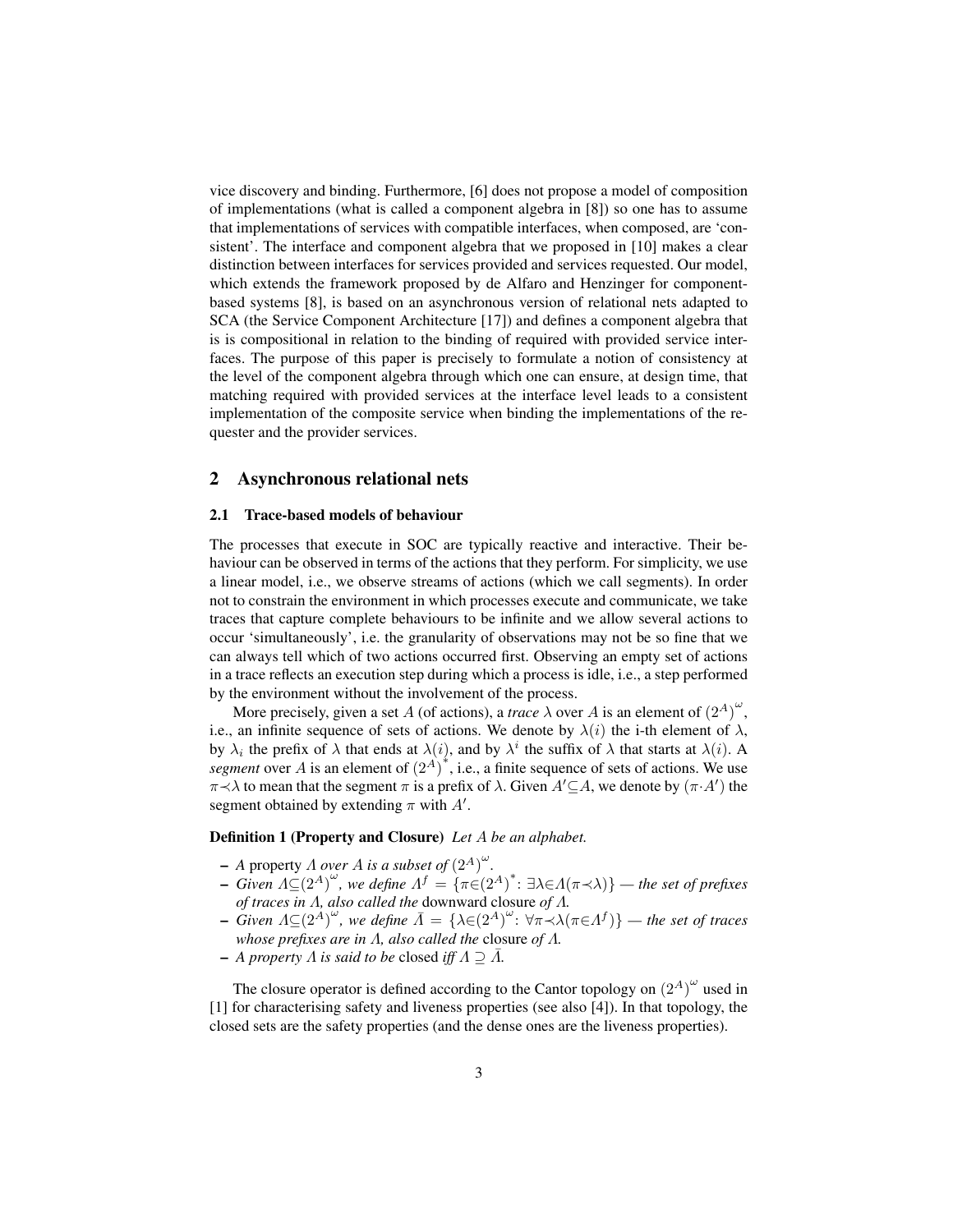vice discovery and binding. Furthermore, [6] does not propose a model of composition of implementations (what is called a component algebra in [8]) so one has to assume that implementations of services with compatible interfaces, when composed, are 'consistent'. The interface and component algebra that we proposed in [10] makes a clear distinction between interfaces for services provided and services requested. Our model, which extends the framework proposed by de Alfaro and Henzinger for component-based systems [8], is based on an asynchronous version of relational nets adapted to SCA (the Service Component Architecture [17]) and defines a component algebra that is is compositional in relation to the binding of required with provided service interfaces. The purpose of this paper is precisely to formulate a notion of consistency at the level of the component algebra through which one can ensure, at design time, that matching required with provided services at the interface level leads to a consistent implementation of the composite service when binding the implementations of the requester and the provider services.

## 2 Asynchronous relational nets

### 2.1 Trace-based models of behaviour

The processes that execute in SOC are typically reactive and interactive. Their behaviour can be observed in terms of the actions that they perform. For simplicity, we use a linear model, i.e., we observe streams of actions (which we call segments). In order not to constrain the environment in which processes execute and communicate, we take traces that capture complete behaviours to be infinite and we allow several actions to occur 'simultaneously', i.e. the granularity of observations may not be so fine that we can always tell which of two actions occurred first. Observing an empty set of actions in a trace reflects an execution step during which a process is idle, i.e., a step performed by the environment without the involvement of the process.

More precisely, given a set $A$ (of actions), a *trace* $\lambda$ over $A$ is an element of $(2^A)^\omega$, i.e., an infinite sequence of sets of actions. We denote by $\lambda(i)$ the i-th element of $\lambda$, by $\lambda_i$ the prefix of $\lambda$ that ends at $\lambda(i)$, and by $\lambda^i$ the suffix of $\lambda$ that starts at $\lambda(i)$. A *segment* over $A$ is an element of $(2^A)^*$, i.e., a finite sequence of sets of actions. We use $\pi\prec\lambda$ to mean that the segment $\pi$ is a prefix of $\lambda$. Given $A'\subseteq A$, we denote by $(\pi\cdot A')$ the segment obtained by extending $\pi$ with $A'$.

**Definition 1 (Property and Closure)** *Let $A$ be an alphabet.*

- *A* property *$\Lambda$ over $A$ is a subset of $(2^A)^\omega$.*
- *Given $\Lambda\subseteq(2^A)^\omega$, we define $\Lambda^f = \{\pi\in(2^A)^*: \exists\lambda\in\Lambda(\pi\prec\lambda)\}$ — the set of prefixes of traces in $\Lambda$, also called the* downward closure *of $\Lambda$.*
- *Given $\Lambda\subseteq(2^A)^\omega$, we define $\bar{\Lambda} = \{\lambda\in(2^A)^\omega: \forall\pi\prec\lambda(\pi\in\Lambda^f)\}$ — the set of traces whose prefixes are in $\Lambda$, also called the* closure *of $\Lambda$.*
- *A property $\Lambda$ is said to be* closed *iff $\Lambda\supseteq\bar{\Lambda}$.*

The closure operator is defined according to the Cantor topology on $(2^A)^\omega$ used in [1] for characterising safety and liveness properties (see also [4]). In that topology, the closed sets are the safety properties (and the dense ones are the liveness properties).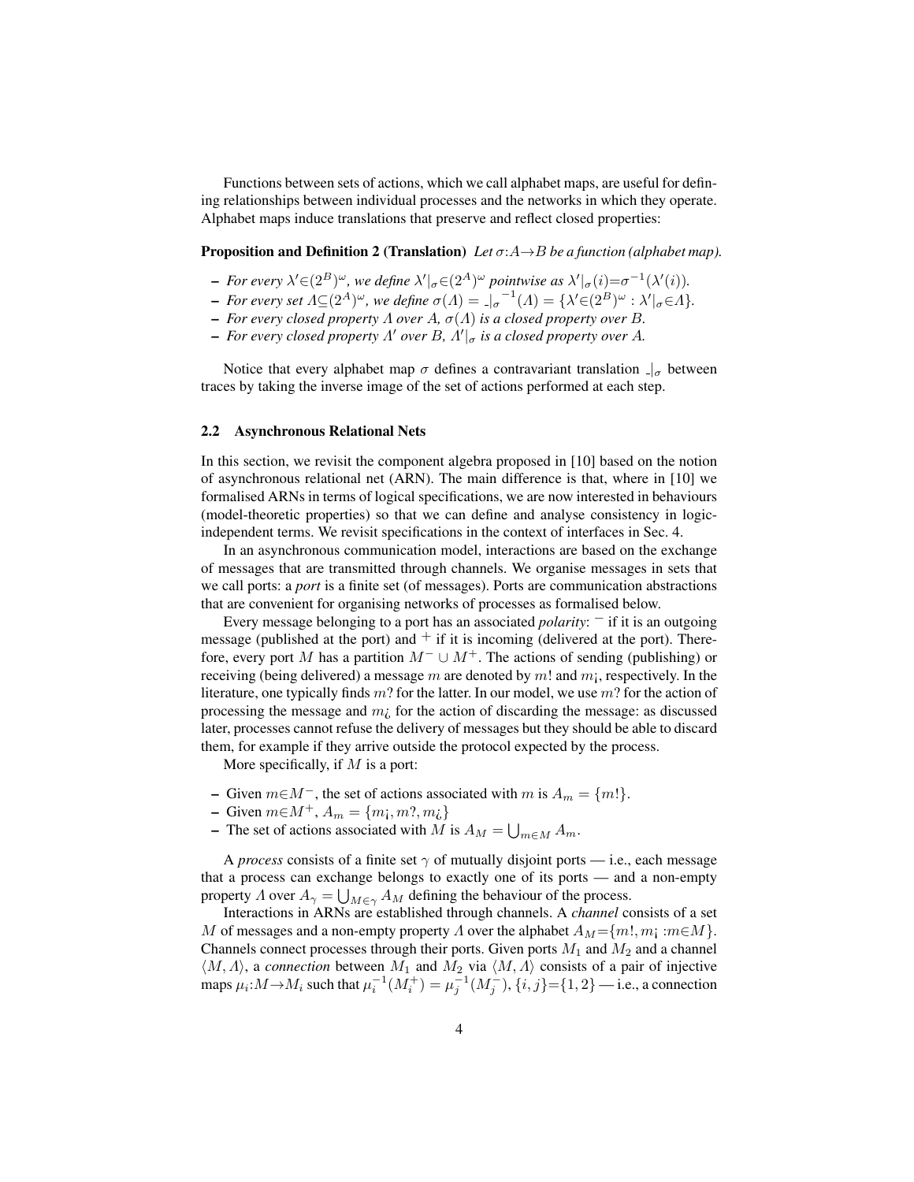Functions between sets of actions, which we call alphabet maps, are useful for defining relationships between individual processes and the networks in which they operate. Alphabet maps induce translations that preserve and reflect closed properties:

**Proposition and Definition 2 (Translation)** *Let $\sigma{:}A{\to}B$ be a function (alphabet map).*

- *For every $\lambda'{\in}(2^B)^\omega$, we define $\lambda'|_\sigma{\in}(2^A)^\omega$ pointwise as $\lambda'|_\sigma(i){=}\sigma^{-1}(\lambda'(i))$.*
- *For every set $\Lambda{\subseteq}(2^A)^\omega$, we define $\sigma(\Lambda) = \_|_\sigma{}^{-1}(\Lambda) = \{\lambda'{\in}(2^B)^\omega : \lambda'|_\sigma{\in}\Lambda\}$.*
- *For every closed property $\Lambda$ over $A$, $\sigma(\Lambda)$ is a closed property over $B$.*
- *For every closed property $\Lambda'$ over $B$, $\Lambda'|_\sigma$ is a closed property over $A$.*

Notice that every alphabet map $\sigma$ defines a contravariant translation $\_|_\sigma$ between traces by taking the inverse image of the set of actions performed at each step.

### 2.2 Asynchronous Relational Nets

In this section, we revisit the component algebra proposed in [10] based on the notion of asynchronous relational net (ARN). The main difference is that, where in [10] we formalised ARNs in terms of logical specifications, we are now interested in behaviours (model-theoretic properties) so that we can define and analyse consistency in logic-independent terms. We revisit specifications in the context of interfaces in Sec. 4.

In an asynchronous communication model, interactions are based on the exchange of messages that are transmitted through channels. We organise messages in sets that we call ports: a *port* is a finite set (of messages). Ports are communication abstractions that are convenient for organising networks of processes as formalised below.

Every message belonging to a port has an associated *polarity*: $^-$ if it is an outgoing message (published at the port) and $^+$ if it is incoming (delivered at the port). Therefore, every port $M$ has a partition $M^- \cup M^+$. The actions of sending (publishing) or receiving (being delivered) a message $m$ are denoted by $m!$ and $m¡$, respectively. In the literature, one typically finds $m?$ for the latter. In our model, we use $m?$ for the action of processing the message and $m¿$ for the action of discarding the message: as discussed later, processes cannot refuse the delivery of messages but they should be able to discard them, for example if they arrive outside the protocol expected by the process.

More specifically, if $M$ is a port:

- Given $m{\in}M^-$, the set of actions associated with $m$ is $A_m = \{m!\}$.
- Given $m{\in}M^+$, $A_m = \{m¡, m?, m¿\}$
- The set of actions associated with $M$ is $A_M = \bigcup_{m\in M} A_m$.

A *process* consists of a finite set $\gamma$ of mutually disjoint ports — i.e., each message that a process can exchange belongs to exactly one of its ports — and a non-empty property $\Lambda$ over $A_\gamma = \bigcup_{M\in\gamma} A_M$ defining the behaviour of the process.

Interactions in ARNs are established through channels. A *channel* consists of a set $M$ of messages and a non-empty property $\Lambda$ over the alphabet $A_M{=}\{m!, m¡ : m{\in}M\}$. Channels connect processes through their ports. Given ports $M_1$ and $M_2$ and a channel $\langle M, \Lambda\rangle$, a *connection* between $M_1$ and $M_2$ via $\langle M, \Lambda\rangle$ consists of a pair of injective maps $\mu_i{:}M{\to}M_i$ such that $\mu_i^{-1}(M_i^+) = \mu_j^{-1}(M_j^-)$, $\{i, j\}{=}\{1, 2\}$ — i.e., a connection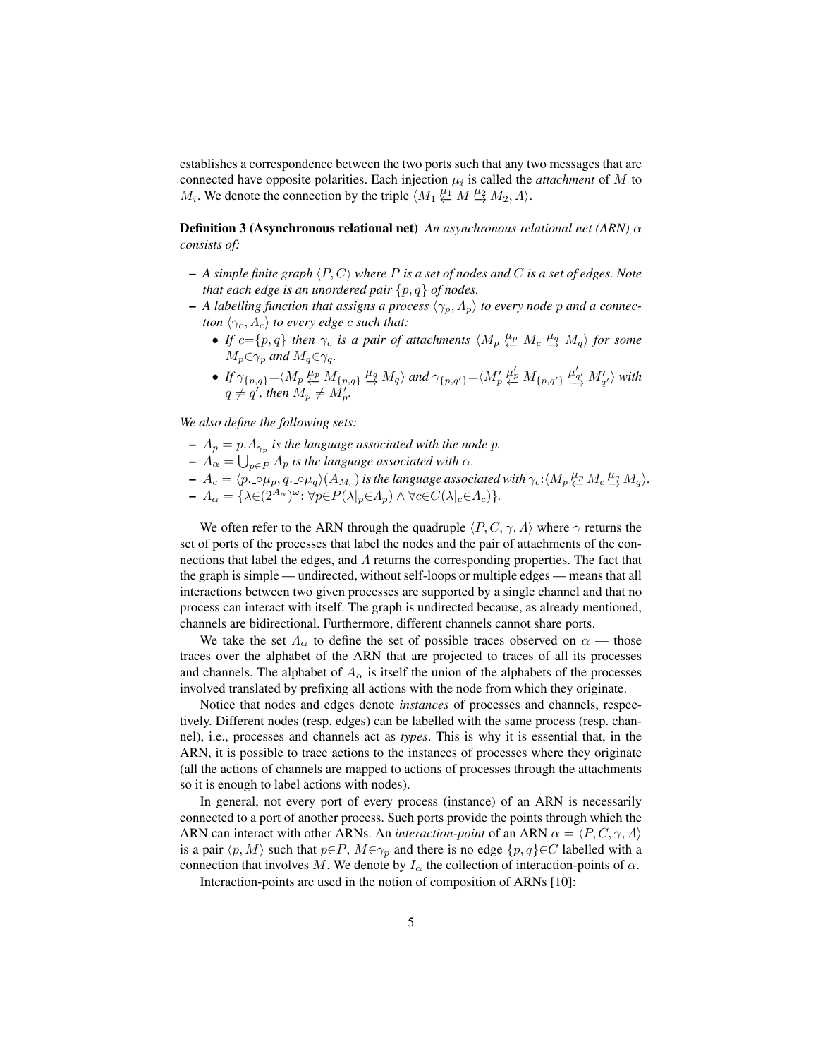establishes a correspondence between the two ports such that any two messages that are connected have opposite polarities. Each injection $\mu_i$ is called the *attachment* of $M$ to $M_i$. We denote the connection by the triple $\langle M_1 \stackrel{\mu_1}{\leftarrow} M \stackrel{\mu_2}{\rightarrow} M_2, \Lambda\rangle$.

**Definition 3 (Asynchronous relational net)** *An asynchronous relational net (ARN) $\alpha$ consists of:*

- *A simple finite graph $\langle P, C\rangle$ where $P$ is a set of nodes and $C$ is a set of edges. Note that each edge is an unordered pair $\{p, q\}$ of nodes.*
- *A labelling function that assigns a process $\langle \gamma_p, \Lambda_p\rangle$ to every node $p$ and a connection $\langle \gamma_c, \Lambda_c\rangle$ to every edge $c$ such that:*
  - *If $c=\{p, q\}$ then $\gamma_c$ is a pair of attachments $\langle M_p \stackrel{\mu_p}{\leftarrow} M_c \stackrel{\mu_q}{\rightarrow} M_q\rangle$ for some $M_p \in \gamma_p$ and $M_q \in \gamma_q$.*
  - *If $\gamma_{\{p,q\}}=\langle M_p \stackrel{\mu_p}{\leftarrow} M_{\{p,q\}} \stackrel{\mu_q}{\rightarrow} M_q\rangle$ and $\gamma_{\{p,q'\}}=\langle M'_p \stackrel{\mu'_p}{\leftarrow} M_{\{p,q'\}} \stackrel{\mu'_{q'}}{\longrightarrow} M'_{q'}\rangle$ with $q \neq q'$, then $M_p \neq M'_p$.*

*We also define the following sets:*

- *$A_p = p.A_{\gamma_p}$ is the language associated with the node $p$.*
- *$A_\alpha = \bigcup_{p \in P} A_p$ is the language associated with $\alpha$.*
- *$A_c = \langle p.\_\circ\mu_p, q.\_\circ\mu_q\rangle(A_{M_c})$ is the language associated with $\gamma_c$: $\langle M_p \stackrel{\mu_p}{\leftarrow} M_c \stackrel{\mu_q}{\rightarrow} M_q\rangle$.*
- *$\Lambda_\alpha = \{\lambda \in (2^{A_\alpha})^\omega : \forall p \in P(\lambda|_p \in \Lambda_p) \wedge \forall c \in C(\lambda|_c \in \Lambda_c)\}$.*

We often refer to the ARN through the quadruple $\langle P, C, \gamma, \Lambda\rangle$ where $\gamma$ returns the set of ports of the processes that label the nodes and the pair of attachments of the connections that label the edges, and $\Lambda$ returns the corresponding properties. The fact that the graph is simple — undirected, without self-loops or multiple edges — means that all interactions between two given processes are supported by a single channel and that no process can interact with itself. The graph is undirected because, as already mentioned, channels are bidirectional. Furthermore, different channels cannot share ports.

We take the set $\Lambda_\alpha$ to define the set of possible traces observed on $\alpha$ — those traces over the alphabet of the ARN that are projected to traces of all its processes and channels. The alphabet of $A_\alpha$ is itself the union of the alphabets of the processes involved translated by prefixing all actions with the node from which they originate.

Notice that nodes and edges denote *instances* of processes and channels, respectively. Different nodes (resp. edges) can be labelled with the same process (resp. channel), i.e., processes and channels act as *types*. This is why it is essential that, in the ARN, it is possible to trace actions to the instances of processes where they originate (all the actions of channels are mapped to actions of processes through the attachments so it is enough to label actions with nodes).

In general, not every port of every process (instance) of an ARN is necessarily connected to a port of another process. Such ports provide the points through which the ARN can interact with other ARNs. An *interaction-point* of an ARN $\alpha = \langle P, C, \gamma, \Lambda\rangle$ is a pair $\langle p, M\rangle$ such that $p \in P$, $M \in \gamma_p$ and there is no edge $\{p, q\} \in C$ labelled with a connection that involves $M$. We denote by $I_\alpha$ the collection of interaction-points of $\alpha$.

Interaction-points are used in the notion of composition of ARNs [10]: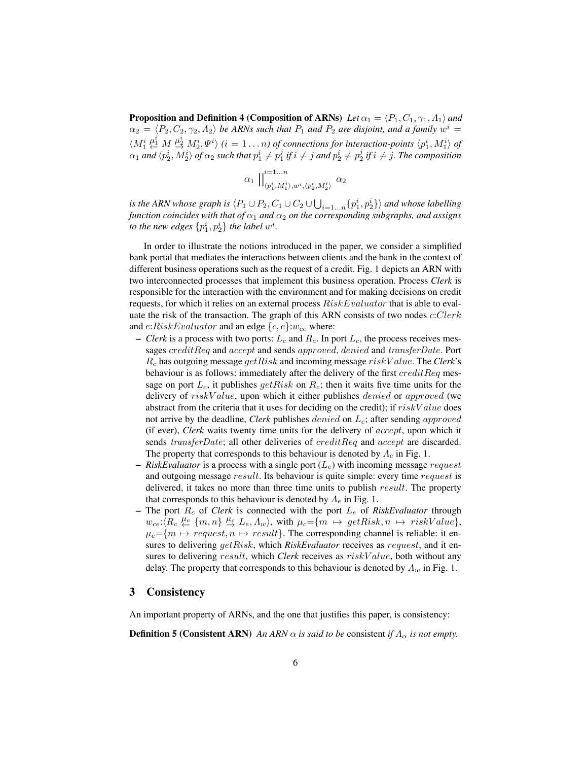**Proposition and Definition 4 (Composition of ARNs)** *Let $\alpha_1 = \langle P_1, C_1, \gamma_1, \Lambda_1\rangle$ and $\alpha_2 = \langle P_2, C_2, \gamma_2, \Lambda_2\rangle$ be ARNs such that $P_1$ and $P_2$ are disjoint, and a family $w^i = \langle M_1^i \stackrel{\mu_1^i}{\leftarrow} M \stackrel{\mu_2^i}{\rightarrow} M_2^i, \Psi^i\rangle$ $(i = 1\ldots n)$ of connections for interaction-points $\langle p_1^i, M_1^i\rangle$ of $\alpha_1$ and $\langle p_2^i, M_2^i\rangle$ of $\alpha_2$ such that $p_1^i \neq p_1^j$ if $i \neq j$ and $p_2^i \neq p_2^j$ if $i \neq j$. The composition*

$$\alpha_1 \; \|_{\langle p_1^i, M_1^i\rangle, w^i, \langle p_2^i, M_2^i\rangle}^{i=1\ldots n} \; \alpha_2$$

*is the ARN whose graph is $\langle P_1 \cup P_2, C_1 \cup C_2 \cup \bigcup_{i=1\ldots n}\{p_1^i, p_2^i\}\rangle$ and whose labelling function coincides with that of $\alpha_1$ and $\alpha_2$ on the corresponding subgraphs, and assigns to the new edges $\{p_1^i, p_2^i\}$ the label $w^i$.*

In order to illustrate the notions introduced in the paper, we consider a simplified bank portal that mediates the interactions between clients and the bank in the context of different business operations such as the request of a credit. Fig. 1 depicts an ARN with two interconnected processes that implement this business operation. Process *Clerk* is responsible for the interaction with the environment and for making decisions on credit requests, for which it relies on an external process $RiskEvaluator$ that is able to evaluate the risk of the transaction. The graph of this ARN consists of two nodes $c{:}Clerk$ and $e{:}RiskEvaluator$ and an edge $\{c, e\}{:}w_{ce}$ where:

- *Clerk* is a process with two ports: $L_c$ and $R_c$. In port $L_c$, the process receives messages $creditReq$ and $accept$ and sends $approved$, $denied$ and $transferDate$. Port $R_c$ has outgoing message $getRisk$ and incoming message $riskValue$. The *Clerk*'s behaviour is as follows: immediately after the delivery of the first $creditReq$ message on port $L_c$, it publishes $getRisk$ on $R_c$; then it waits five time units for the delivery of $riskValue$, upon which it either publishes $denied$ or $approved$ (we abstract from the criteria that it uses for deciding on the credit); if $riskValue$ does not arrive by the deadline, *Clerk* publishes $denied$ on $L_c$; after sending $approved$ (if ever), *Clerk* waits twenty time units for the delivery of $accept$, upon which it sends $transferDate$; all other deliveries of $creditReq$ and $accept$ are discarded. The property that corresponds to this behaviour is denoted by $\Lambda_c$ in Fig. 1.
- *RiskEvaluator* is a process with a single port ($L_e$) with incoming message $request$ and outgoing message $result$. Its behaviour is quite simple: every time $request$ is delivered, it takes no more than three time units to publish $result$. The property that corresponds to this behaviour is denoted by $\Lambda_e$ in Fig. 1.
- The port $R_c$ of *Clerk* is connected with the port $L_e$ of *RiskEvaluator* through $w_{ce}{:}\langle R_c \stackrel{\mu_e}{\leftarrow} \{m, n\} \stackrel{\mu_c}{\rightarrow} L_e, \Lambda_w\rangle$, with $\mu_c = \{m \mapsto getRisk, n \mapsto riskValue\}$, $\mu_e = \{m \mapsto request, n \mapsto result\}$. The corresponding channel is reliable: it ensures to delivering $getRisk$, which *RiskEvaluator* receives as $request$, and it ensures to delivering $result$, which *Clerk* receives as $riskValue$, both without any delay. The property that corresponds to this behaviour is denoted by $\Lambda_w$ in Fig. 1.

## 3 Consistency

An important property of ARNs, and the one that justifies this paper, is consistency:

**Definition 5 (Consistent ARN)** *An ARN $\alpha$ is said to be* consistent *if $\Lambda_\alpha$ is not empty.*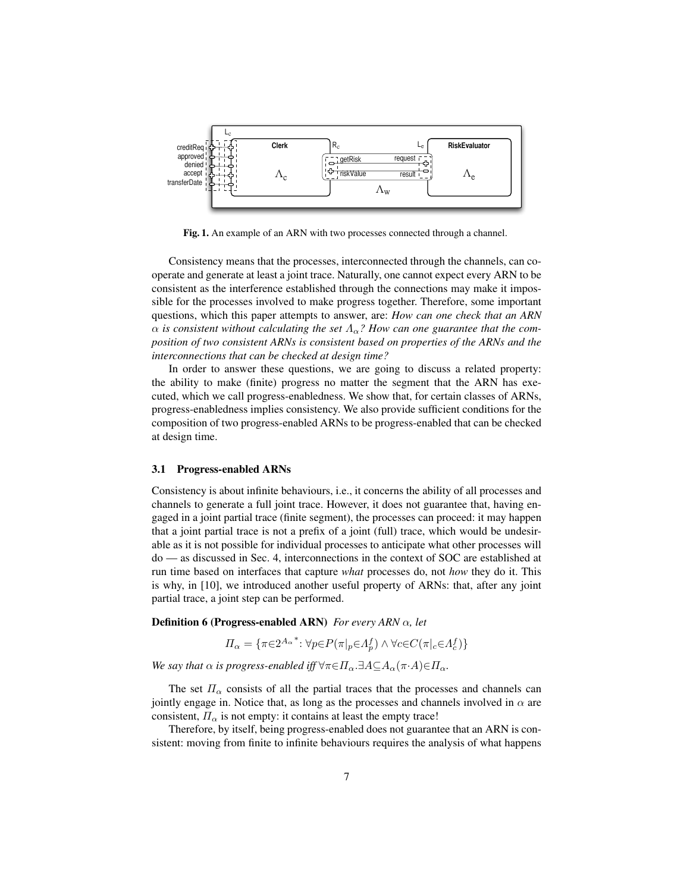Fig. 1. An example of an ARN with two processes connected through a channel.

Consistency means that the processes, interconnected through the channels, can cooperate and generate at least a joint trace. Naturally, one cannot expect every ARN to be consistent as the interference established through the connections may make it impossible for the processes involved to make progress together. Therefore, some important questions, which this paper attempts to answer, are: *How can one check that an ARN $\alpha$ is consistent without calculating the set $\Lambda_\alpha$? How can one guarantee that the composition of two consistent ARNs is consistent based on properties of the ARNs and the interconnections that can be checked at design time?*

In order to answer these questions, we are going to discuss a related property: the ability to make (finite) progress no matter the segment that the ARN has executed, which we call progress-enabledness. We show that, for certain classes of ARNs, progress-enabledness implies consistency. We also provide sufficient conditions for the composition of two progress-enabled ARNs to be progress-enabled that can be checked at design time.

### 3.1 Progress-enabled ARNs

Consistency is about infinite behaviours, i.e., it concerns the ability of all processes and channels to generate a full joint trace. However, it does not guarantee that, having engaged in a joint partial trace (finite segment), the processes can proceed: it may happen that a joint partial trace is not a prefix of a joint (full) trace, which would be undesirable as it is not possible for individual processes to anticipate what other processes will do — as discussed in Sec. 4, interconnections in the context of SOC are established at run time based on interfaces that capture *what* processes do, not *how* they do it. This is why, in [10], we introduced another useful property of ARNs: that, after any joint partial trace, a joint step can be performed.

**Definition 6 (Progress-enabled ARN)** *For every ARN $\alpha$, let*

$$\Pi_\alpha = \{\pi \in {2^{A_\alpha}}^* : \forall p \in P(\pi|_p \in \Lambda_p^f) \wedge \forall c \in C(\pi|_c \in \Lambda_c^f)\}$$

*We say that $\alpha$ is progress-enabled iff $\forall \pi \in \Pi_\alpha . \exists A \subseteq A_\alpha (\pi \cdot A) \in \Pi_\alpha$.*

The set $\Pi_\alpha$ consists of all the partial traces that the processes and channels can jointly engage in. Notice that, as long as the processes and channels involved in $\alpha$ are consistent, $\Pi_\alpha$ is not empty: it contains at least the empty trace!

Therefore, by itself, being progress-enabled does not guarantee that an ARN is consistent: moving from finite to infinite behaviours requires the analysis of what happens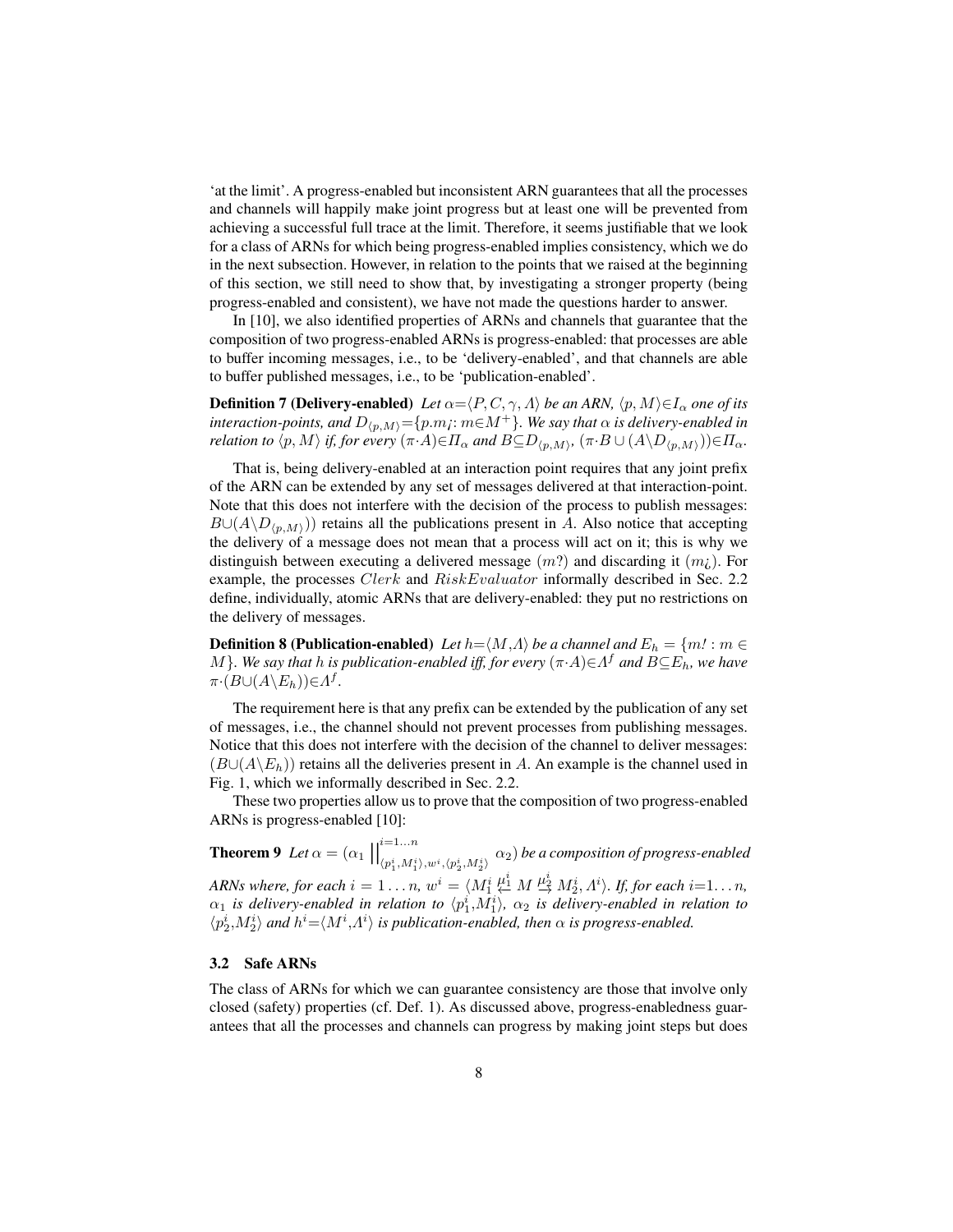'at the limit'. A progress-enabled but inconsistent ARN guarantees that all the processes and channels will happily make joint progress but at least one will be prevented from achieving a successful full trace at the limit. Therefore, it seems justifiable that we look for a class of ARNs for which being progress-enabled implies consistency, which we do in the next subsection. However, in relation to the points that we raised at the beginning of this section, we still need to show that, by investigating a stronger property (being progress-enabled and consistent), we have not made the questions harder to answer.

In [10], we also identified properties of ARNs and channels that guarantee that the composition of two progress-enabled ARNs is progress-enabled: that processes are able to buffer incoming messages, i.e., to be 'delivery-enabled', and that channels are able to buffer published messages, i.e., to be 'publication-enabled'.

**Definition 7 (Delivery-enabled)** *Let $\alpha{=}\langle P, C, \gamma, \Lambda\rangle$ be an ARN, $\langle p, M\rangle{\in}I_\alpha$ one of its interaction-points, and $D_{\langle p,M\rangle}{=}\{p.m_{¡}\colon m{\in}M^+\}$. We say that $\alpha$ is delivery-enabled in relation to $\langle p, M\rangle$ if, for every $(\pi{\cdot}A){\in}\Pi_\alpha$ and $B{\subseteq}D_{\langle p,M\rangle}$, $(\pi{\cdot}B \cup (A\backslash D_{\langle p,M\rangle})){\in}\Pi_\alpha$.*

That is, being delivery-enabled at an interaction point requires that any joint prefix of the ARN can be extended by any set of messages delivered at that interaction-point. Note that this does not interfere with the decision of the process to publish messages: $B{\cup}(A\backslash D_{\langle p,M\rangle}))$ retains all the publications present in $A$. Also notice that accepting the delivery of a message does not mean that a process will act on it; this is why we distinguish between executing a delivered message ($m?$) and discarding it ($m¿$). For example, the processes $Clerk$ and $RiskEvaluator$ informally described in Sec. 2.2 define, individually, atomic ARNs that are delivery-enabled: they put no restrictions on the delivery of messages.

**Definition 8 (Publication-enabled)** *Let $h{=}\langle M{,}\Lambda\rangle$ be a channel and $E_h = \{m! : m \in M\}$. We say that $h$ is publication-enabled iff, for every $(\pi{\cdot}A){\in}\Lambda^f$ and $B{\subseteq}E_h$, we have $\pi{\cdot}(B{\cup}(A\backslash E_h)){\in}\Lambda^f$.*

The requirement here is that any prefix can be extended by the publication of any set of messages, i.e., the channel should not prevent processes from publishing messages. Notice that this does not interfere with the decision of the channel to deliver messages: $(B{\cup}(A\backslash E_h))$ retains all the deliveries present in $A$. An example is the channel used in Fig. 1, which we informally described in Sec. 2.2.

These two properties allow us to prove that the composition of two progress-enabled ARNs is progress-enabled [10]:

**Theorem 9** *Let $\alpha = (\alpha_1 \,||^{i=1\ldots n}_{\langle p_1^i,M_1^i\rangle,w^i,\langle p_2^i,M_2^i\rangle}\, \alpha_2)$ be a composition of progress-enabled ARNs where, for each $i = 1\ldots n$, $w^i = \langle M_1^i \stackrel{\mu_1^i}{\leftarrow} M \stackrel{\mu_2^i}{\rightarrow} M_2^i, \Lambda^i\rangle$. If, for each $i{=}1\ldots n$, $\alpha_1$ is delivery-enabled in relation to $\langle p_1^i{,}M_1^i\rangle$, $\alpha_2$ is delivery-enabled in relation to $\langle p_2^i{,}M_2^i\rangle$ and $h^i{=}\langle M^i{,}\Lambda^i\rangle$ is publication-enabled, then $\alpha$ is progress-enabled.*

### 3.2 Safe ARNs

The class of ARNs for which we can guarantee consistency are those that involve only closed (safety) properties (cf. Def. 1). As discussed above, progress-enabledness guarantees that all the processes and channels can progress by making joint steps but does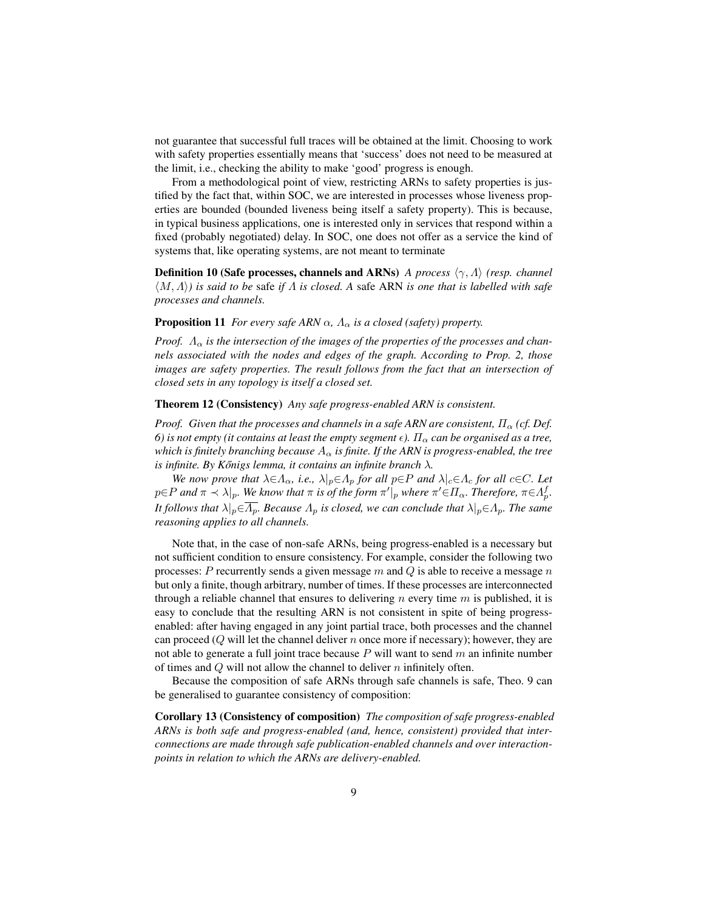not guarantee that successful full traces will be obtained at the limit. Choosing to work with safety properties essentially means that 'success' does not need to be measured at the limit, i.e., checking the ability to make 'good' progress is enough.

From a methodological point of view, restricting ARNs to safety properties is justified by the fact that, within SOC, we are interested in processes whose liveness properties are bounded (bounded liveness being itself a safety property). This is because, in typical business applications, one is interested only in services that respond within a fixed (probably negotiated) delay. In SOC, one does not offer as a service the kind of systems that, like operating systems, are not meant to terminate

**Definition 10 (Safe processes, channels and ARNs)** *A process $\langle \gamma, \Lambda \rangle$ (resp. channel $\langle M, \Lambda \rangle$) is said to be* safe *if $\Lambda$ is closed. A* safe ARN *is one that is labelled with safe processes and channels.*

**Proposition 11** *For every safe ARN $\alpha$, $\Lambda_\alpha$ is a closed (safety) property.*

*Proof. $\Lambda_\alpha$ is the intersection of the images of the properties of the processes and channels associated with the nodes and edges of the graph. According to Prop. 2, those images are safety properties. The result follows from the fact that an intersection of closed sets in any topology is itself a closed set.*

**Theorem 12 (Consistency)** *Any safe progress-enabled ARN is consistent.*

*Proof. Given that the processes and channels in a safe ARN are consistent, $\Pi_\alpha$ (cf. Def. 6) is not empty (it contains at least the empty segment $\epsilon$). $\Pi_\alpha$ can be organised as a tree, which is finitely branching because $A_\alpha$ is finite. If the ARN is progress-enabled, the tree is infinite. By Kőnigs lemma, it contains an infinite branch $\lambda$.*

*We now prove that $\lambda \in \Lambda_\alpha$, i.e., $\lambda|_p \in \Lambda_p$ for all $p \in P$ and $\lambda|_c \in \Lambda_c$ for all $c \in C$. Let $p \in P$ and $\pi \prec \lambda|_p$. We know that $\pi$ is of the form $\pi'|_p$ where $\pi' \in \Pi_\alpha$. Therefore, $\pi \in \Lambda_p^f$. It follows that $\lambda|_p \in \overline{\Lambda_p}$. Because $\Lambda_p$ is closed, we can conclude that $\lambda|_p \in \Lambda_p$. The same reasoning applies to all channels.*

Note that, in the case of non-safe ARNs, being progress-enabled is a necessary but not sufficient condition to ensure consistency. For example, consider the following two processes: $P$ recurrently sends a given message $m$ and $Q$ is able to receive a message $n$ but only a finite, though arbitrary, number of times. If these processes are interconnected through a reliable channel that ensures to delivering $n$ every time $m$ is published, it is easy to conclude that the resulting ARN is not consistent in spite of being progress-enabled: after having engaged in any joint partial trace, both processes and the channel can proceed ($Q$ will let the channel deliver $n$ once more if necessary); however, they are not able to generate a full joint trace because $P$ will want to send $m$ an infinite number of times and $Q$ will not allow the channel to deliver $n$ infinitely often.

Because the composition of safe ARNs through safe channels is safe, Theo. 9 can be generalised to guarantee consistency of composition:

**Corollary 13 (Consistency of composition)** *The composition of safe progress-enabled ARNs is both safe and progress-enabled (and, hence, consistent) provided that interconnections are made through safe publication-enabled channels and over interaction-points in relation to which the ARNs are delivery-enabled.*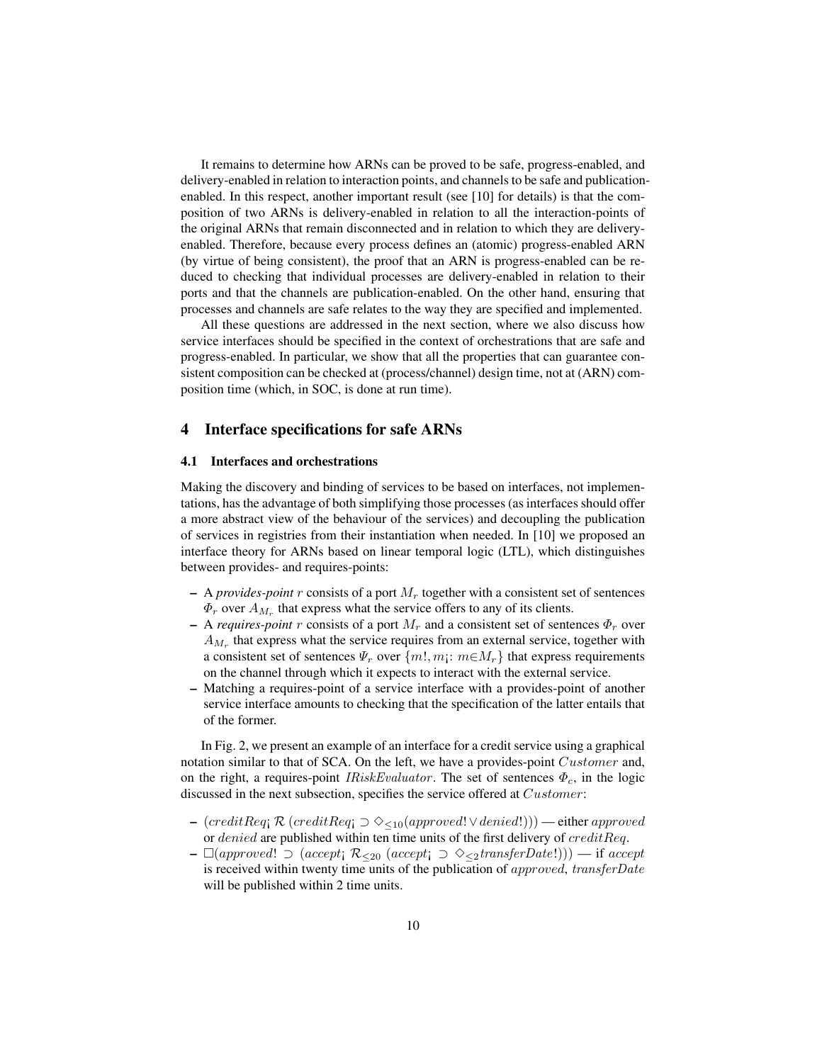It remains to determine how ARNs can be proved to be safe, progress-enabled, and delivery-enabled in relation to interaction points, and channels to be safe and publication-enabled. In this respect, another important result (see [10] for details) is that the composition of two ARNs is delivery-enabled in relation to all the interaction-points of the original ARNs that remain disconnected and in relation to which they are delivery-enabled. Therefore, because every process defines an (atomic) progress-enabled ARN (by virtue of being consistent), the proof that an ARN is progress-enabled can be reduced to checking that individual processes are delivery-enabled in relation to their ports and that the channels are publication-enabled. On the other hand, ensuring that processes and channels are safe relates to the way they are specified and implemented.

All these questions are addressed in the next section, where we also discuss how service interfaces should be specified in the context of orchestrations that are safe and progress-enabled. In particular, we show that all the properties that can guarantee consistent composition can be checked at (process/channel) design time, not at (ARN) composition time (which, in SOC, is done at run time).

## 4 Interface specifications for safe ARNs

### 4.1 Interfaces and orchestrations

Making the discovery and binding of services to be based on interfaces, not implementations, has the advantage of both simplifying those processes (as interfaces should offer a more abstract view of the behaviour of the services) and decoupling the publication of services in registries from their instantiation when needed. In [10] we proposed an interface theory for ARNs based on linear temporal logic (LTL), which distinguishes between provides- and requires-points:

- A *provides-point* $r$ consists of a port $M_r$ together with a consistent set of sentences $\Phi_r$ over $A_{M_r}$ that express what the service offers to any of its clients.
- A *requires-point* $r$ consists of a port $M_r$ and a consistent set of sentences $\Phi_r$ over $A_{M_r}$ that express what the service requires from an external service, together with a consistent set of sentences $\Psi_r$ over $\{m!, m¡\colon m{\in}M_r\}$ that express requirements on the channel through which it expects to interact with the external service.
- Matching a requires-point of a service interface with a provides-point of another service interface amounts to checking that the specification of the latter entails that of the former.

In Fig. 2, we present an example of an interface for a credit service using a graphical notation similar to that of SCA. On the left, we have a provides-point $Customer$ and, on the right, a requires-point $IRiskEvaluator$. The set of sentences $\Phi_c$, in the logic discussed in the next subsection, specifies the service offered at $Customer$:

- $(creditReq¡\ \mathcal{R}\ (creditReq¡ \supset \Diamond_{\leq 10}(approved! \vee denied!)))$ — either $approved$ or $denied$ are published within ten time units of the first delivery of $creditReq$.
- $\Box(approved! \supset (accept¡\ \mathcal{R}_{\leq 20}\ (accept¡ \supset \Diamond_{\leq 2} transferDate!)))$ — if $accept$ is received within twenty time units of the publication of $approved$, $transferDate$ will be published within 2 time units.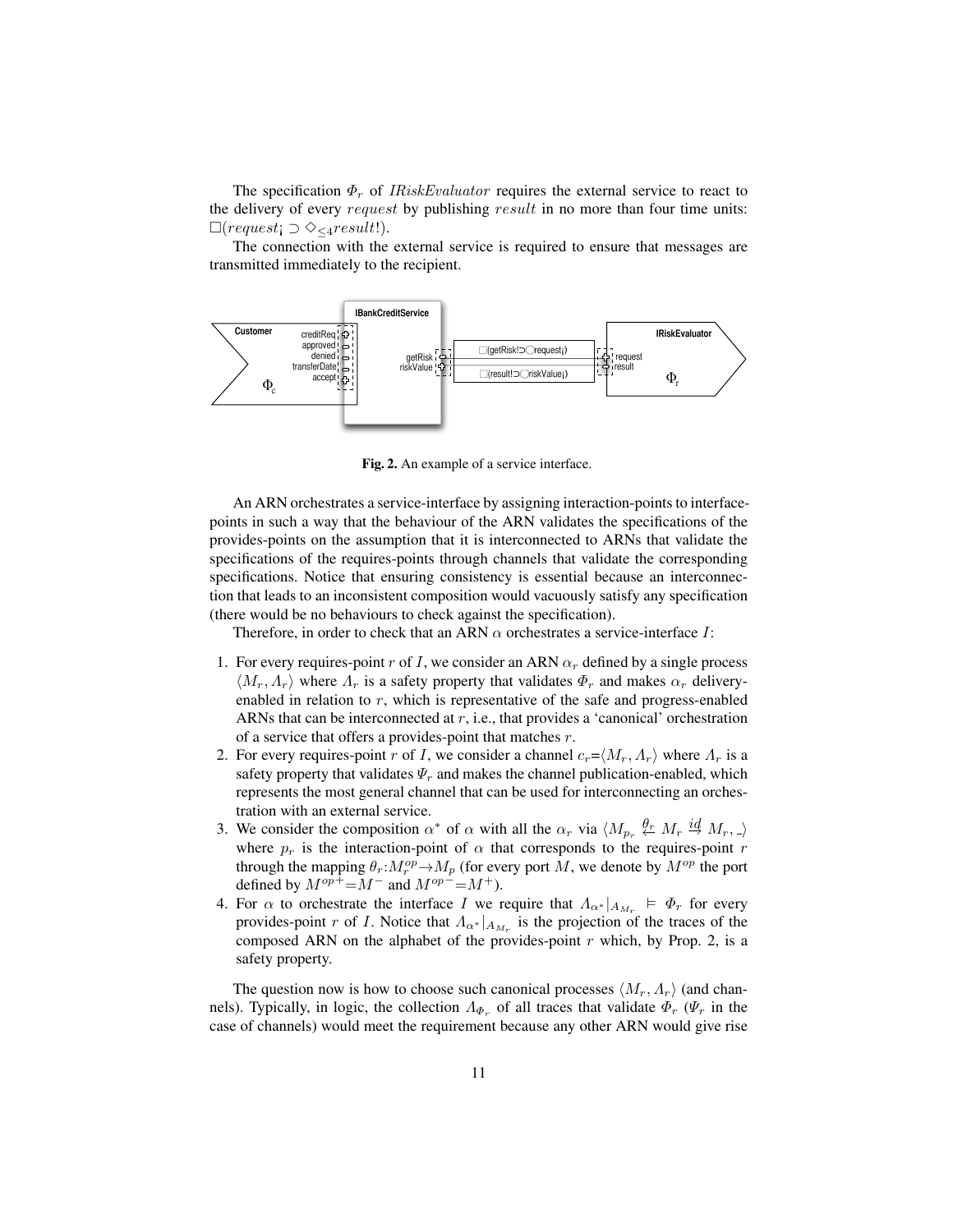The specification $\Phi_r$ of $IRiskEvaluator$ requires the external service to react to the delivery of every $request$ by publishing $result$ in no more than four time units: $\square(request_{¡} \supset \diamond_{\leq 4} result!)$.

The connection with the external service is required to ensure that messages are transmitted immediately to the recipient.

**Fig. 2.** An example of a service interface.

An ARN orchestrates a service-interface by assigning interaction-points to interface-points in such a way that the behaviour of the ARN validates the specifications of the provides-points on the assumption that it is interconnected to ARNs that validate the specifications of the requires-points through channels that validate the corresponding specifications. Notice that ensuring consistency is essential because an interconnection that leads to an inconsistent composition would vacuously satisfy any specification (there would be no behaviours to check against the specification).

Therefore, in order to check that an ARN $\alpha$ orchestrates a service-interface $I$:

1. For every requires-point $r$ of $I$, we consider an ARN $\alpha_r$ defined by a single process $\langle M_r, \Lambda_r \rangle$ where $\Lambda_r$ is a safety property that validates $\Phi_r$ and makes $\alpha_r$ delivery-enabled in relation to $r$, which is representative of the safe and progress-enabled ARNs that can be interconnected at $r$, i.e., that provides a 'canonical' orchestration of a service that offers a provides-point that matches $r$.
2. For every requires-point $r$ of $I$, we consider a channel $c_r = \langle M_r, \Lambda_r \rangle$ where $\Lambda_r$ is a safety property that validates $\Psi_r$ and makes the channel publication-enabled, which represents the most general channel that can be used for interconnecting an orchestration with an external service.
3. We consider the composition $\alpha^*$ of $\alpha$ with all the $\alpha_r$ via $\langle M_{p_r} \xleftarrow{\theta_r} M_r \xrightarrow{id} M_r, \_ \rangle$ where $p_r$ is the interaction-point of $\alpha$ that corresponds to the requires-point $r$ through the mapping $\theta_r : M_r^{op} \to M_p$ (for every port $M$, we denote by $M^{op}$ the port defined by $M^{op+} = M^-$ and $M^{op-} = M^+$).
4. For $\alpha$ to orchestrate the interface $I$ we require that $\Lambda_{\alpha^*}|_{A_{M_r}} \models \Phi_r$ for every provides-point $r$ of $I$. Notice that $\Lambda_{\alpha^*}|_{A_{M_r}}$ is the projection of the traces of the composed ARN on the alphabet of the provides-point $r$ which, by Prop. 2, is a safety property.

The question now is how to choose such canonical processes $\langle M_r, \Lambda_r \rangle$ (and channels). Typically, in logic, the collection $\Lambda_{\Phi_r}$ of all traces that validate $\Phi_r$ ($\Psi_r$ in the case of channels) would meet the requirement because any other ARN would give rise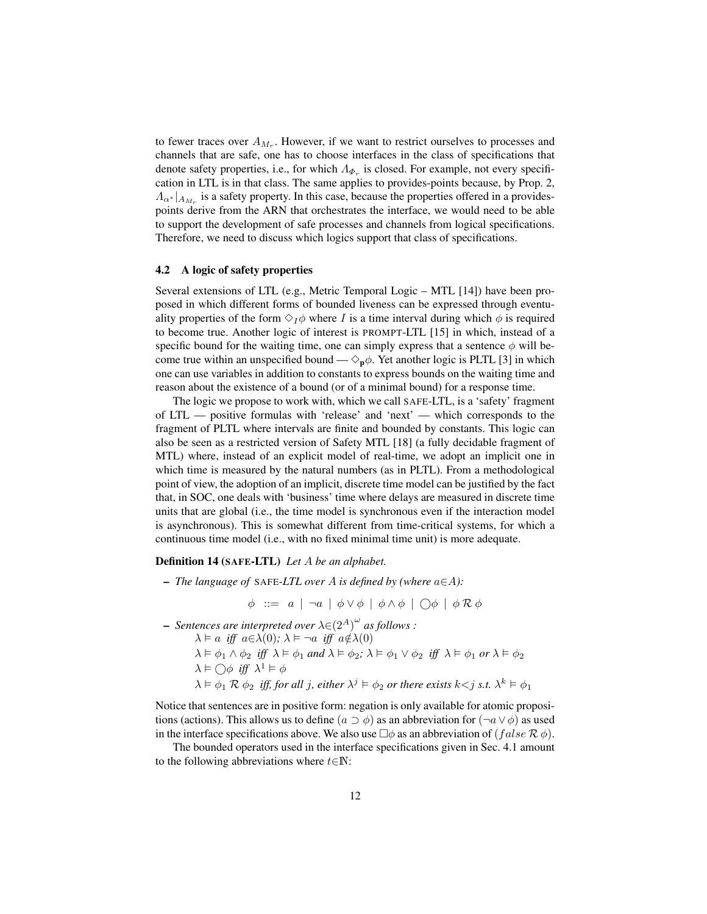to fewer traces over $A_{M_r}$. However, if we want to restrict ourselves to processes and channels that are safe, one has to choose interfaces in the class of specifications that denote safety properties, i.e., for which $\Lambda_{\Phi_r}$ is closed. For example, not every specification in LTL is in that class. The same applies to provides-points because, by Prop. 2, $\Lambda_{\alpha^*}|_{A_{M_r}}$ is a safety property. In this case, because the properties offered in a provides-points derive from the ARN that orchestrates the interface, we would need to be able to support the development of safe processes and channels from logical specifications. Therefore, we need to discuss which logics support that class of specifications.

### 4.2 A logic of safety properties

Several extensions of LTL (e.g., Metric Temporal Logic – MTL [14]) have been proposed in which different forms of bounded liveness can be expressed through eventuality properties of the form $\Diamond_I \phi$ where $I$ is a time interval during which $\phi$ is required to become true. Another logic of interest is PROMPT-LTL [15] in which, instead of a specific bound for the waiting time, one can simply express that a sentence $\phi$ will become true within an unspecified bound — $\Diamond_{\mathbf{p}} \phi$. Yet another logic is PLTL [3] in which one can use variables in addition to constants to express bounds on the waiting time and reason about the existence of a bound (or of a minimal bound) for a response time.

The logic we propose to work with, which we call SAFE-LTL, is a 'safety' fragment of LTL — positive formulas with 'release' and 'next' — which corresponds to the fragment of PLTL where intervals are finite and bounded by constants. This logic can also be seen as a restricted version of Safety MTL [18] (a fully decidable fragment of MTL) where, instead of an explicit model of real-time, we adopt an implicit one in which time is measured by the natural numbers (as in PLTL). From a methodological point of view, the adoption of an implicit, discrete time model can be justified by the fact that, in SOC, one deals with 'business' time where delays are measured in discrete time units that are global (i.e., the time model is synchronous even if the interaction model is asynchronous). This is somewhat different from time-critical systems, for which a continuous time model (i.e., with no fixed minimal time unit) is more adequate.

**Definition 14 (SAFE-LTL)** *Let $A$ be an alphabet.*

- *The language of SAFE-LTL over $A$ is defined by (where $a \in A$):*

$$\phi \ ::= \ a \mid \neg a \mid \phi \vee \phi \mid \phi \wedge \phi \mid \bigcirc \phi \mid \phi \,\mathcal{R}\, \phi$$

- *Sentences are interpreted over $\lambda \in (2^A)^\omega$ as follows :*
  $\lambda \vDash a$ *iff* $a \in \lambda(0)$*;* $\lambda \vDash \neg a$ *iff* $a \notin \lambda(0)$
  $\lambda \vDash \phi_1 \wedge \phi_2$ *iff* $\lambda \vDash \phi_1$ *and* $\lambda \vDash \phi_2$*;* $\lambda \vDash \phi_1 \vee \phi_2$ *iff* $\lambda \vDash \phi_1$ *or* $\lambda \vDash \phi_2$
  $\lambda \vDash \bigcirc \phi$ *iff* $\lambda^1 \vDash \phi$
  $\lambda \vDash \phi_1 \,\mathcal{R}\, \phi_2$ *iff, for all $j$, either* $\lambda^j \vDash \phi_2$ *or there exists $k<j$ s.t.* $\lambda^k \vDash \phi_1$

Notice that sentences are in positive form: negation is only available for atomic propositions (actions). This allows us to define $(a \supset \phi)$ as an abbreviation for $(\neg a \vee \phi)$ as used in the interface specifications above. We also use $\Box \phi$ as an abbreviation of $(false \,\mathcal{R}\, \phi)$.

The bounded operators used in the interface specifications given in Sec. 4.1 amount to the following abbreviations where $t \in \mathbb{N}$: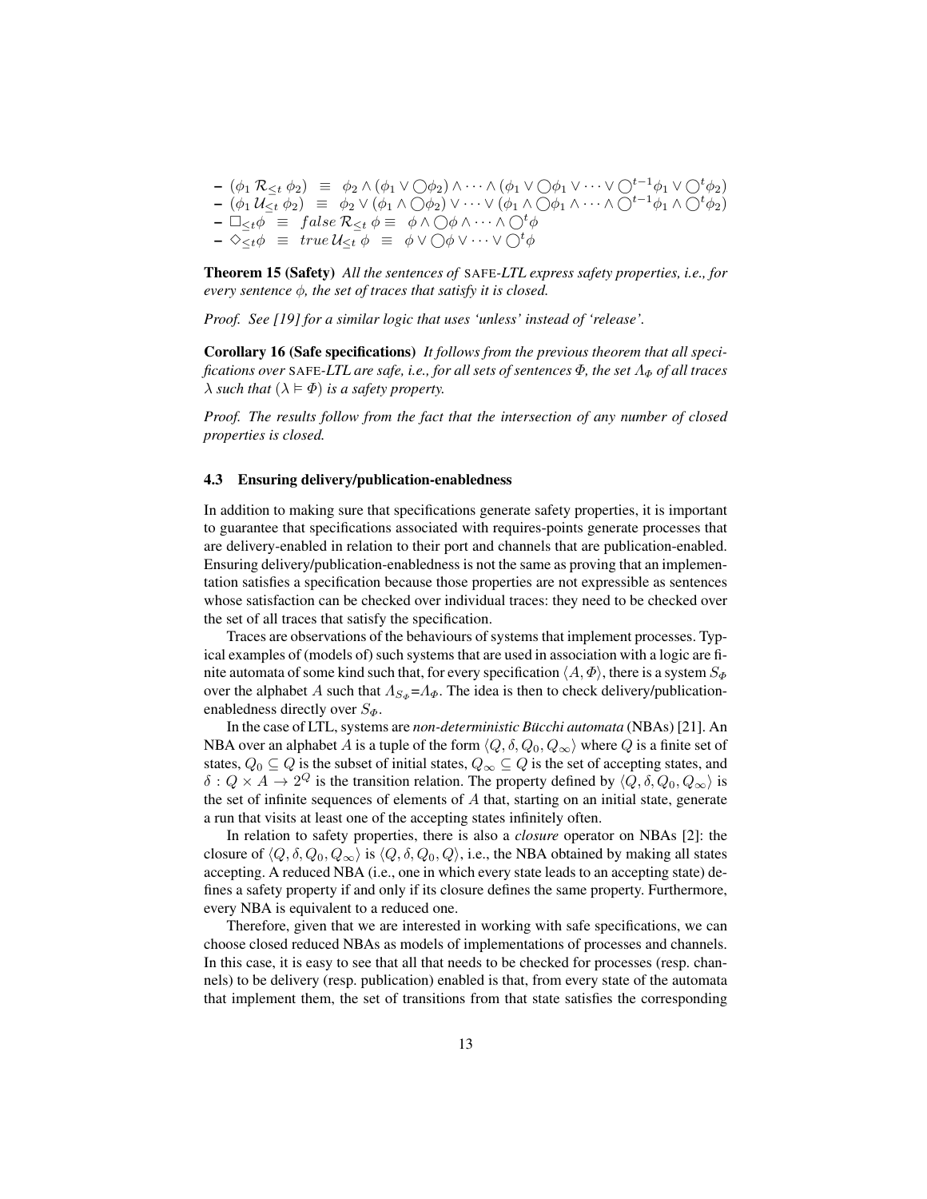- $(\phi_1 \,\mathcal{R}_{\leq t}\, \phi_2) \;\equiv\; \phi_2 \wedge (\phi_1 \vee \bigcirc\phi_2) \wedge \cdots \wedge (\phi_1 \vee \bigcirc\phi_1 \vee \cdots \vee \bigcirc^{t-1}\phi_1 \vee \bigcirc^t\phi_2)$
- $(\phi_1 \,\mathcal{U}_{\leq t}\, \phi_2) \;\equiv\; \phi_2 \vee (\phi_1 \wedge \bigcirc\phi_2) \vee \cdots \vee (\phi_1 \wedge \bigcirc\phi_1 \wedge \cdots \wedge \bigcirc^{t-1}\phi_1 \wedge \bigcirc^t\phi_2)$
- $\Box_{\leq t}\phi \;\equiv\; false\,\mathcal{R}_{\leq t}\,\phi \equiv\; \phi \wedge \bigcirc\phi \wedge \cdots \wedge \bigcirc^t\phi$
- $\Diamond_{\leq t}\phi \;\equiv\; true\,\mathcal{U}_{\leq t}\,\phi \;\equiv\; \phi \vee \bigcirc\phi \vee \cdots \vee \bigcirc^t\phi$

**Theorem 15 (Safety)** *All the sentences of* SAFE-*LTL express safety properties, i.e., for every sentence $\phi$, the set of traces that satisfy it is closed.*

*Proof. See [19] for a similar logic that uses 'unless' instead of 'release'.*

**Corollary 16 (Safe specifications)** *It follows from the previous theorem that all specifications over* SAFE-*LTL are safe, i.e., for all sets of sentences $\Phi$, the set $\Lambda_\Phi$ of all traces $\lambda$ such that $(\lambda \vDash \Phi)$ is a safety property.*

*Proof. The results follow from the fact that the intersection of any number of closed properties is closed.*

### 4.3 Ensuring delivery/publication-enabledness

In addition to making sure that specifications generate safety properties, it is important to guarantee that specifications associated with requires-points generate processes that are delivery-enabled in relation to their port and channels that are publication-enabled. Ensuring delivery/publication-enabledness is not the same as proving that an implementation satisfies a specification because those properties are not expressible as sentences whose satisfaction can be checked over individual traces: they need to be checked over the set of all traces that satisfy the specification.

Traces are observations of the behaviours of systems that implement processes. Typical examples of (models of) such systems that are used in association with a logic are finite automata of some kind such that, for every specification $\langle A, \Phi\rangle$, there is a system $S_\Phi$ over the alphabet $A$ such that $\Lambda_{S_\Phi}$=$\Lambda_\Phi$. The idea is then to check delivery/publication-enabledness directly over $S_\Phi$.

In the case of LTL, systems are *non-deterministic Bücchi automata* (NBAs) [21]. An NBA over an alphabet $A$ is a tuple of the form $\langle Q, \delta, Q_0, Q_\infty\rangle$ where $Q$ is a finite set of states, $Q_0 \subseteq Q$ is the subset of initial states, $Q_\infty \subseteq Q$ is the set of accepting states, and $\delta : Q \times A \to 2^Q$ is the transition relation. The property defined by $\langle Q, \delta, Q_0, Q_\infty\rangle$ is the set of infinite sequences of elements of $A$ that, starting on an initial state, generate a run that visits at least one of the accepting states infinitely often.

In relation to safety properties, there is also a *closure* operator on NBAs [2]: the closure of $\langle Q, \delta, Q_0, Q_\infty\rangle$ is $\langle Q, \delta, Q_0, Q\rangle$, i.e., the NBA obtained by making all states accepting. A reduced NBA (i.e., one in which every state leads to an accepting state) defines a safety property if and only if its closure defines the same property. Furthermore, every NBA is equivalent to a reduced one.

Therefore, given that we are interested in working with safe specifications, we can choose closed reduced NBAs as models of implementations of processes and channels. In this case, it is easy to see that all that needs to be checked for processes (resp. channels) to be delivery (resp. publication) enabled is that, from every state of the automata that implement them, the set of transitions from that state satisfies the corresponding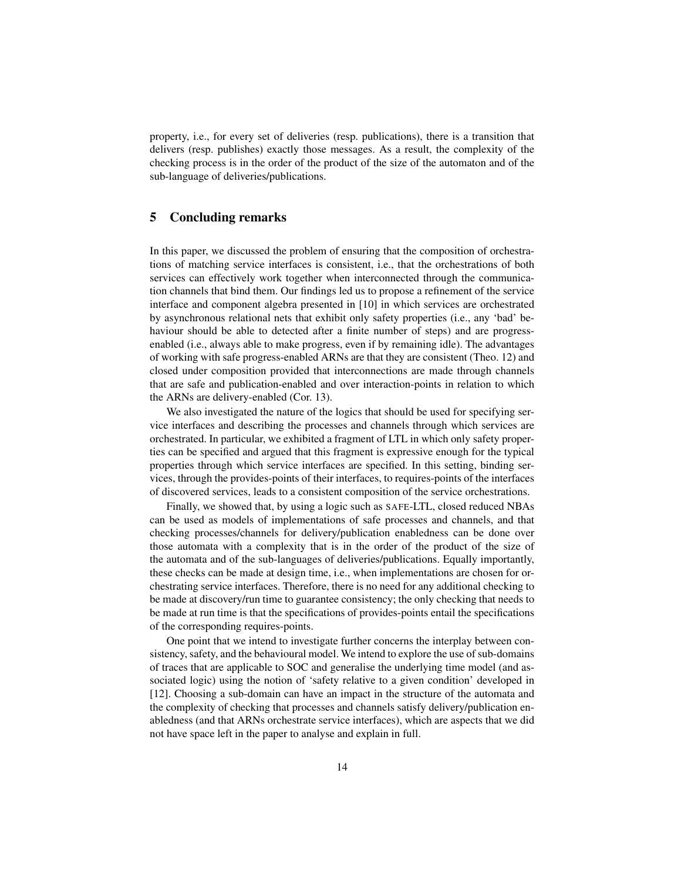property, i.e., for every set of deliveries (resp. publications), there is a transition that delivers (resp. publishes) exactly those messages. As a result, the complexity of the checking process is in the order of the product of the size of the automaton and of the sub-language of deliveries/publications.

## 5 Concluding remarks

In this paper, we discussed the problem of ensuring that the composition of orchestrations of matching service interfaces is consistent, i.e., that the orchestrations of both services can effectively work together when interconnected through the communication channels that bind them. Our findings led us to propose a refinement of the service interface and component algebra presented in [10] in which services are orchestrated by asynchronous relational nets that exhibit only safety properties (i.e., any 'bad' behaviour should be able to detected after a finite number of steps) and are progress-enabled (i.e., always able to make progress, even if by remaining idle). The advantages of working with safe progress-enabled ARNs are that they are consistent (Theo. 12) and closed under composition provided that interconnections are made through channels that are safe and publication-enabled and over interaction-points in relation to which the ARNs are delivery-enabled (Cor. 13).

We also investigated the nature of the logics that should be used for specifying service interfaces and describing the processes and channels through which services are orchestrated. In particular, we exhibited a fragment of LTL in which only safety properties can be specified and argued that this fragment is expressive enough for the typical properties through which service interfaces are specified. In this setting, binding services, through the provides-points of their interfaces, to requires-points of the interfaces of discovered services, leads to a consistent composition of the service orchestrations.

Finally, we showed that, by using a logic such as SAFE-LTL, closed reduced NBAs can be used as models of implementations of safe processes and channels, and that checking processes/channels for delivery/publication enabledness can be done over those automata with a complexity that is in the order of the product of the size of the automata and of the sub-languages of deliveries/publications. Equally importantly, these checks can be made at design time, i.e., when implementations are chosen for orchestrating service interfaces. Therefore, there is no need for any additional checking to be made at discovery/run time to guarantee consistency; the only checking that needs to be made at run time is that the specifications of provides-points entail the specifications of the corresponding requires-points.

One point that we intend to investigate further concerns the interplay between consistency, safety, and the behavioural model. We intend to explore the use of sub-domains of traces that are applicable to SOC and generalise the underlying time model (and associated logic) using the notion of 'safety relative to a given condition' developed in [12]. Choosing a sub-domain can have an impact in the structure of the automata and the complexity of checking that processes and channels satisfy delivery/publication enabledness (and that ARNs orchestrate service interfaces), which are aspects that we did not have space left in the paper to analyse and explain in full.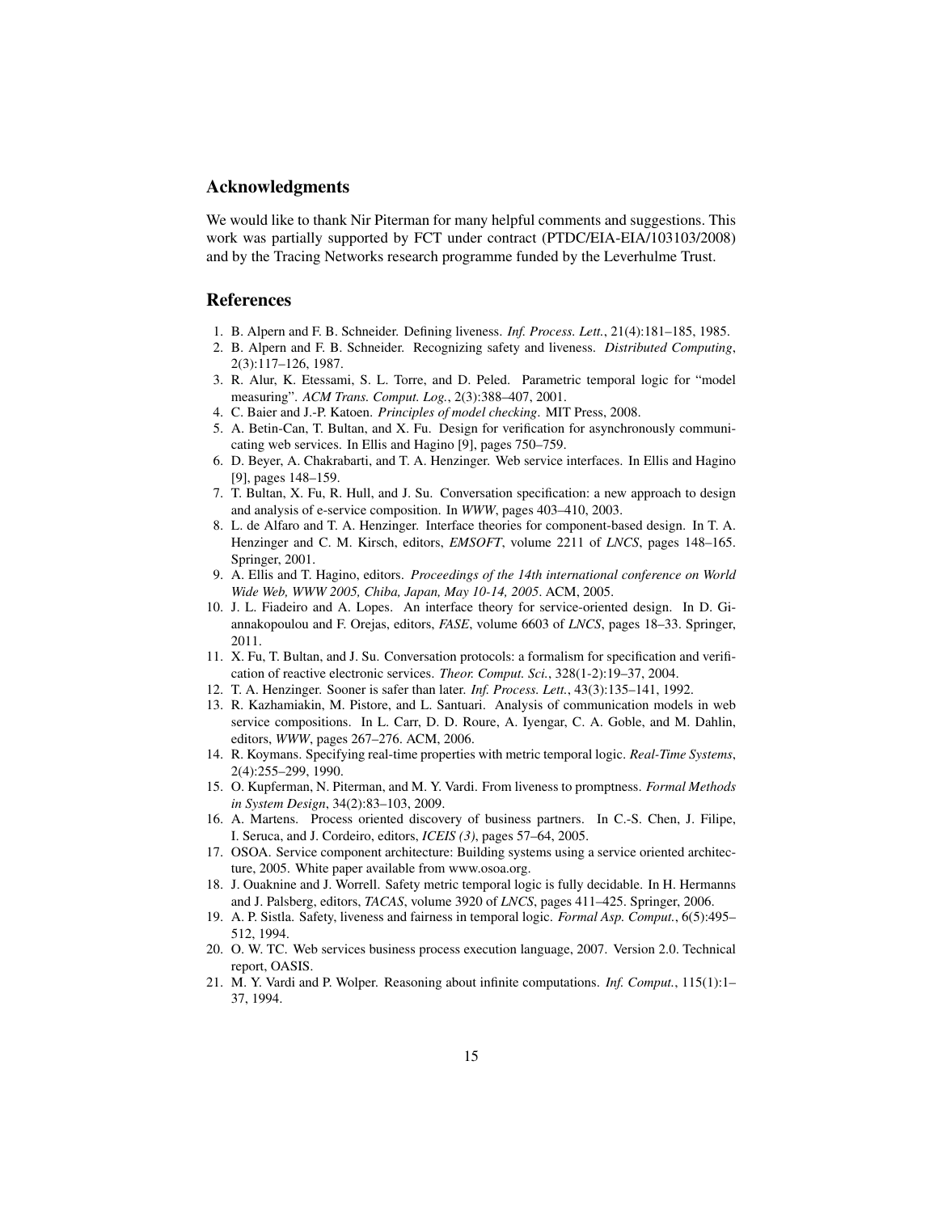## Acknowledgments

We would like to thank Nir Piterman for many helpful comments and suggestions. This work was partially supported by FCT under contract (PTDC/EIA-EIA/103103/2008) and by the Tracing Networks research programme funded by the Leverhulme Trust.

## References

1. B. Alpern and F. B. Schneider. Defining liveness. *Inf. Process. Lett.*, 21(4):181–185, 1985.
2. B. Alpern and F. B. Schneider. Recognizing safety and liveness. *Distributed Computing*, 2(3):117–126, 1987.
3. R. Alur, K. Etessami, S. L. Torre, and D. Peled. Parametric temporal logic for "model measuring". *ACM Trans. Comput. Log.*, 2(3):388–407, 2001.
4. C. Baier and J.-P. Katoen. *Principles of model checking*. MIT Press, 2008.
5. A. Betin-Can, T. Bultan, and X. Fu. Design for verification for asynchronously communicating web services. In Ellis and Hagino [9], pages 750–759.
6. D. Beyer, A. Chakrabarti, and T. A. Henzinger. Web service interfaces. In Ellis and Hagino [9], pages 148–159.
7. T. Bultan, X. Fu, R. Hull, and J. Su. Conversation specification: a new approach to design and analysis of e-service composition. In *WWW*, pages 403–410, 2003.
8. L. de Alfaro and T. A. Henzinger. Interface theories for component-based design. In T. A. Henzinger and C. M. Kirsch, editors, *EMSOFT*, volume 2211 of *LNCS*, pages 148–165. Springer, 2001.
9. A. Ellis and T. Hagino, editors. *Proceedings of the 14th international conference on World Wide Web, WWW 2005, Chiba, Japan, May 10-14, 2005*. ACM, 2005.
10. J. L. Fiadeiro and A. Lopes. An interface theory for service-oriented design. In D. Giannakopoulou and F. Orejas, editors, *FASE*, volume 6603 of *LNCS*, pages 18–33. Springer, 2011.
11. X. Fu, T. Bultan, and J. Su. Conversation protocols: a formalism for specification and verification of reactive electronic services. *Theor. Comput. Sci.*, 328(1-2):19–37, 2004.
12. T. A. Henzinger. Sooner is safer than later. *Inf. Process. Lett.*, 43(3):135–141, 1992.
13. R. Kazhamiakin, M. Pistore, and L. Santuari. Analysis of communication models in web service compositions. In L. Carr, D. D. Roure, A. Iyengar, C. A. Goble, and M. Dahlin, editors, *WWW*, pages 267–276. ACM, 2006.
14. R. Koymans. Specifying real-time properties with metric temporal logic. *Real-Time Systems*, 2(4):255–299, 1990.
15. O. Kupferman, N. Piterman, and M. Y. Vardi. From liveness to promptness. *Formal Methods in System Design*, 34(2):83–103, 2009.
16. A. Martens. Process oriented discovery of business partners. In C.-S. Chen, J. Filipe, I. Seruca, and J. Cordeiro, editors, *ICEIS (3)*, pages 57–64, 2005.
17. OSOA. Service component architecture: Building systems using a service oriented architecture, 2005. White paper available from www.osoa.org.
18. J. Ouaknine and J. Worrell. Safety metric temporal logic is fully decidable. In H. Hermanns and J. Palsberg, editors, *TACAS*, volume 3920 of *LNCS*, pages 411–425. Springer, 2006.
19. A. P. Sistla. Safety, liveness and fairness in temporal logic. *Formal Asp. Comput.*, 6(5):495–512, 1994.
20. O. W. TC. Web services business process execution language, 2007. Version 2.0. Technical report, OASIS.
21. M. Y. Vardi and P. Wolper. Reasoning about infinite computations. *Inf. Comput.*, 115(1):1–37, 1994.